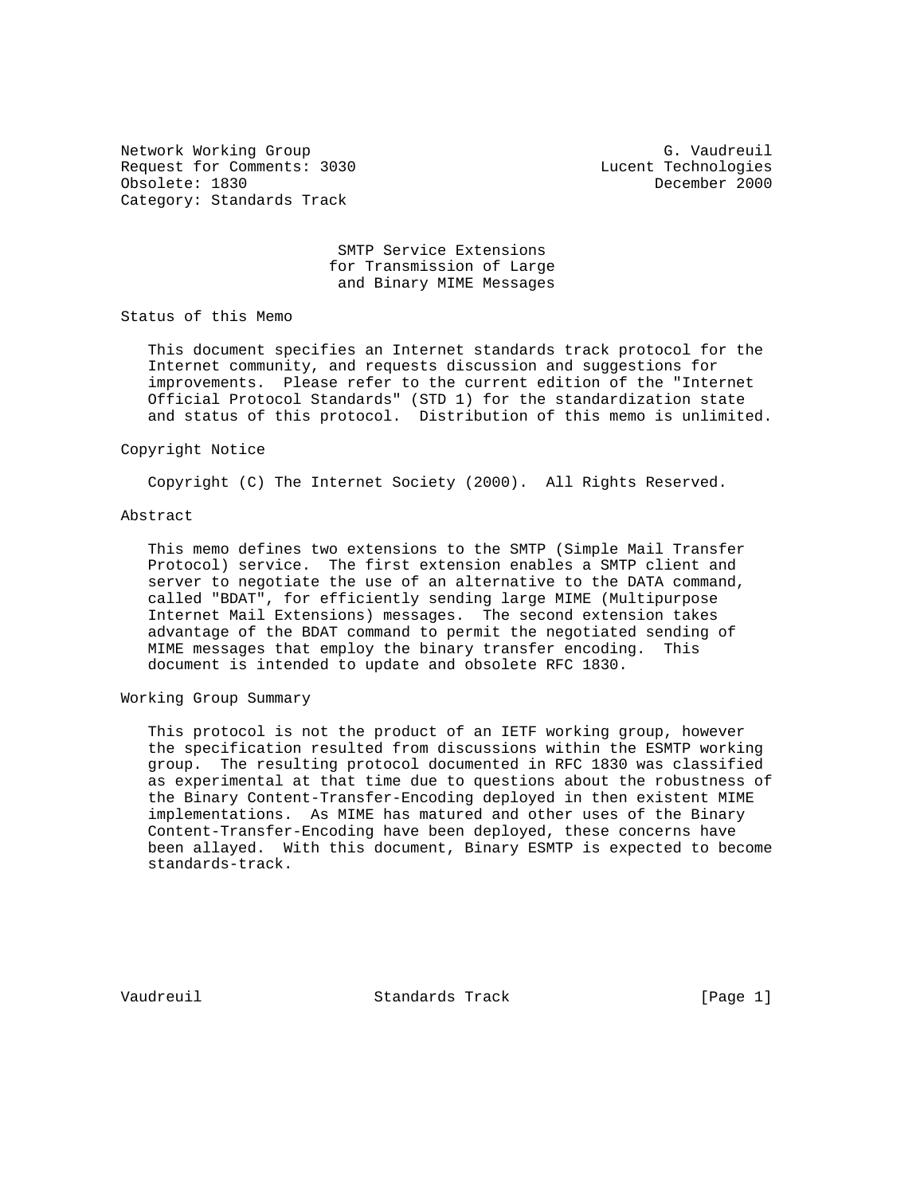Network Working Group G. Vaudreuil
Request for Comments: 3030 Lucent Technologies
Obsolete: 1830 December 2000
Category: Standards Track

# SMTP Service Extensions for Transmission of Large and Binary MIME Messages

## Status of this Memo

This document specifies an Internet standards track protocol for the Internet community, and requests discussion and suggestions for improvements. Please refer to the current edition of the "Internet Official Protocol Standards" (STD 1) for the standardization state and status of this protocol. Distribution of this memo is unlimited.

## Copyright Notice

Copyright (C) The Internet Society (2000). All Rights Reserved.

## Abstract

This memo defines two extensions to the SMTP (Simple Mail Transfer Protocol) service. The first extension enables a SMTP client and server to negotiate the use of an alternative to the DATA command, called "BDAT", for efficiently sending large MIME (Multipurpose Internet Mail Extensions) messages. The second extension takes advantage of the BDAT command to permit the negotiated sending of MIME messages that employ the binary transfer encoding. This document is intended to update and obsolete RFC 1830.

## Working Group Summary

This protocol is not the product of an IETF working group, however the specification resulted from discussions within the ESMTP working group. The resulting protocol documented in RFC 1830 was classified as experimental at that time due to questions about the robustness of the Binary Content-Transfer-Encoding deployed in then existent MIME implementations. As MIME has matured and other uses of the Binary Content-Transfer-Encoding have been deployed, these concerns have been allayed. With this document, Binary ESMTP is expected to become standards-track.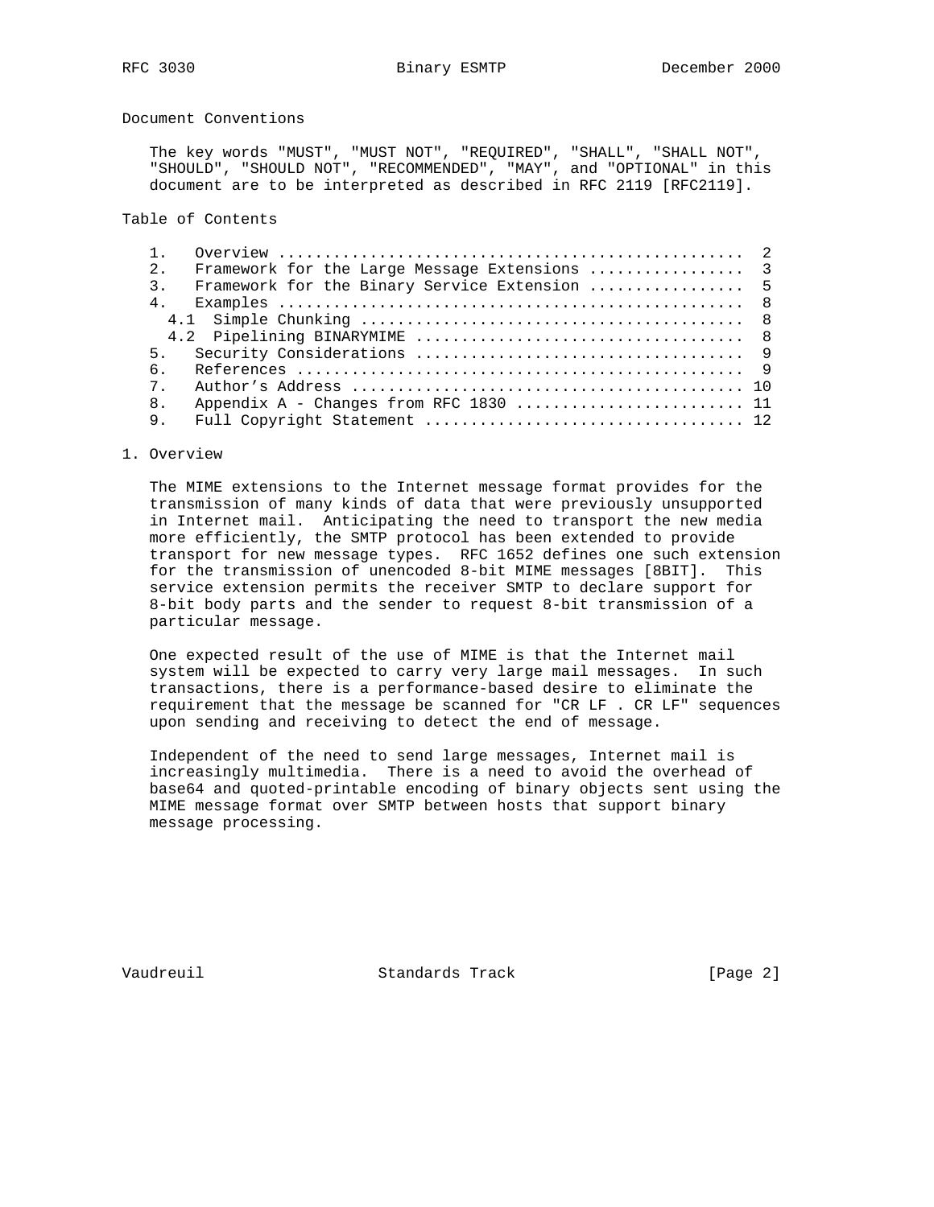## Document Conventions

The key words "MUST", "MUST NOT", "REQUIRED", "SHALL", "SHALL NOT", "SHOULD", "SHOULD NOT", "RECOMMENDED", "MAY", and "OPTIONAL" in this document are to be interpreted as described in RFC 2119 [RFC2119].

## Table of Contents

```
1.   Overview ..................................................  2
2.   Framework for the Large Message Extensions ................  3
3.   Framework for the Binary Service Extension ................  5
4.   Examples ..................................................  8
  4.1  Simple Chunking .........................................  8
  4.2  Pipelining BINARYMIME ...................................  8
5.   Security Considerations ...................................  9
6.   References ................................................  9
7.   Author's Address .......................................... 10
8.   Appendix A - Changes from RFC 1830 ........................ 11
9.   Full Copyright Statement .................................. 12
```

## 1. Overview

The MIME extensions to the Internet message format provides for the transmission of many kinds of data that were previously unsupported in Internet mail. Anticipating the need to transport the new media more efficiently, the SMTP protocol has been extended to provide transport for new message types. RFC 1652 defines one such extension for the transmission of unencoded 8-bit MIME messages [8BIT]. This service extension permits the receiver SMTP to declare support for 8-bit body parts and the sender to request 8-bit transmission of a particular message.

One expected result of the use of MIME is that the Internet mail system will be expected to carry very large mail messages. In such transactions, there is a performance-based desire to eliminate the requirement that the message be scanned for "CR LF . CR LF" sequences upon sending and receiving to detect the end of message.

Independent of the need to send large messages, Internet mail is increasingly multimedia. There is a need to avoid the overhead of base64 and quoted-printable encoding of binary objects sent using the MIME message format over SMTP between hosts that support binary message processing.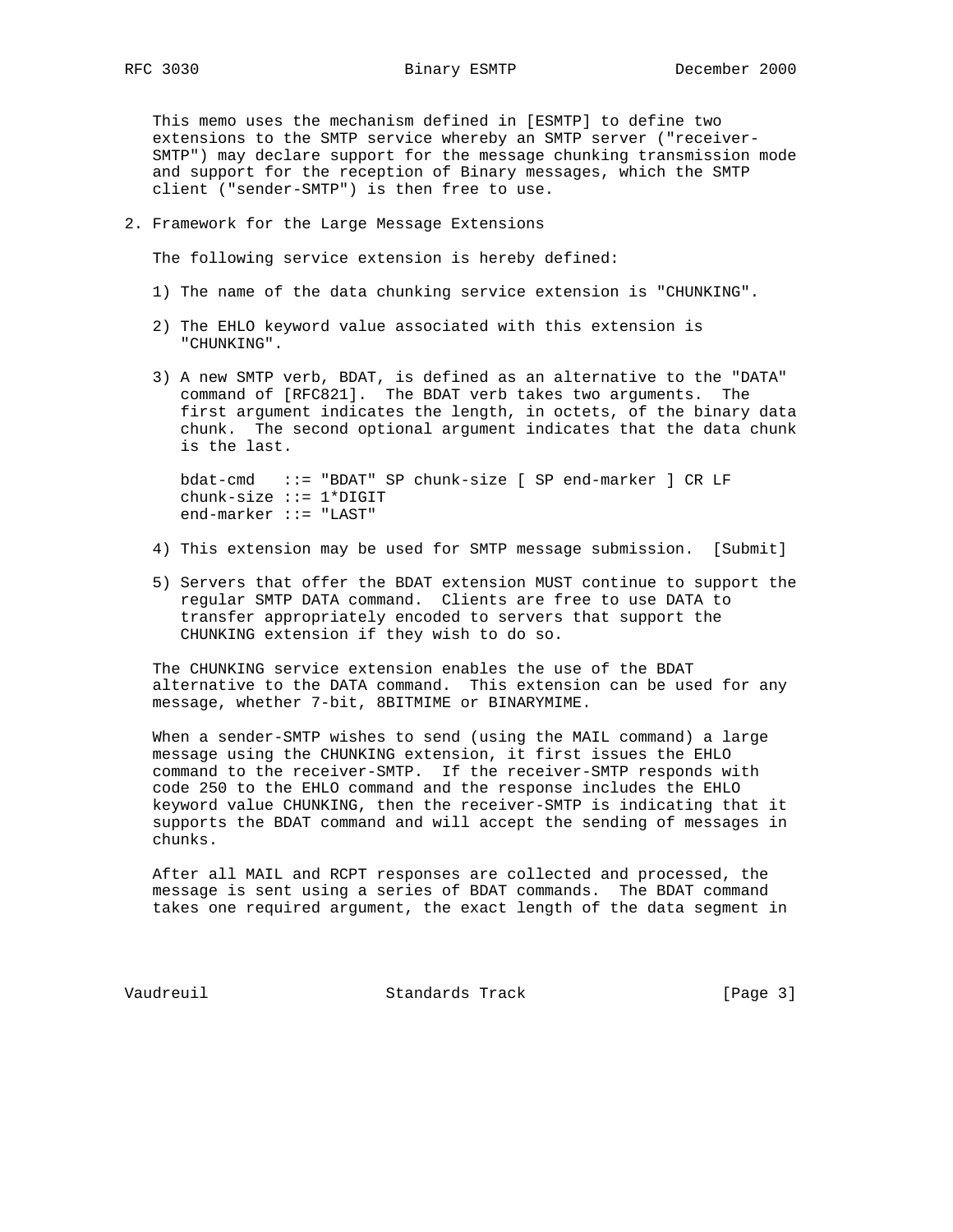This memo uses the mechanism defined in [ESMTP] to define two extensions to the SMTP service whereby an SMTP server ("receiver-SMTP") may declare support for the message chunking transmission mode and support for the reception of Binary messages, which the SMTP client ("sender-SMTP") is then free to use.

## 2. Framework for the Large Message Extensions

The following service extension is hereby defined:

1) The name of the data chunking service extension is "CHUNKING".

2) The EHLO keyword value associated with this extension is "CHUNKING".

3) A new SMTP verb, BDAT, is defined as an alternative to the "DATA" command of [RFC821]. The BDAT verb takes two arguments. The first argument indicates the length, in octets, of the binary data chunk. The second optional argument indicates that the data chunk is the last.

   ```
   bdat-cmd   ::= "BDAT" SP chunk-size [ SP end-marker ] CR LF
   chunk-size ::= 1*DIGIT
   end-marker ::= "LAST"
   ```

4) This extension may be used for SMTP message submission. [Submit]

5) Servers that offer the BDAT extension MUST continue to support the regular SMTP DATA command. Clients are free to use DATA to transfer appropriately encoded to servers that support the CHUNKING extension if they wish to do so.

The CHUNKING service extension enables the use of the BDAT alternative to the DATA command. This extension can be used for any message, whether 7-bit, 8BITMIME or BINARYMIME.

When a sender-SMTP wishes to send (using the MAIL command) a large message using the CHUNKING extension, it first issues the EHLO command to the receiver-SMTP. If the receiver-SMTP responds with code 250 to the EHLO command and the response includes the EHLO keyword value CHUNKING, then the receiver-SMTP is indicating that it supports the BDAT command and will accept the sending of messages in chunks.

After all MAIL and RCPT responses are collected and processed, the message is sent using a series of BDAT commands. The BDAT command takes one required argument, the exact length of the data segment in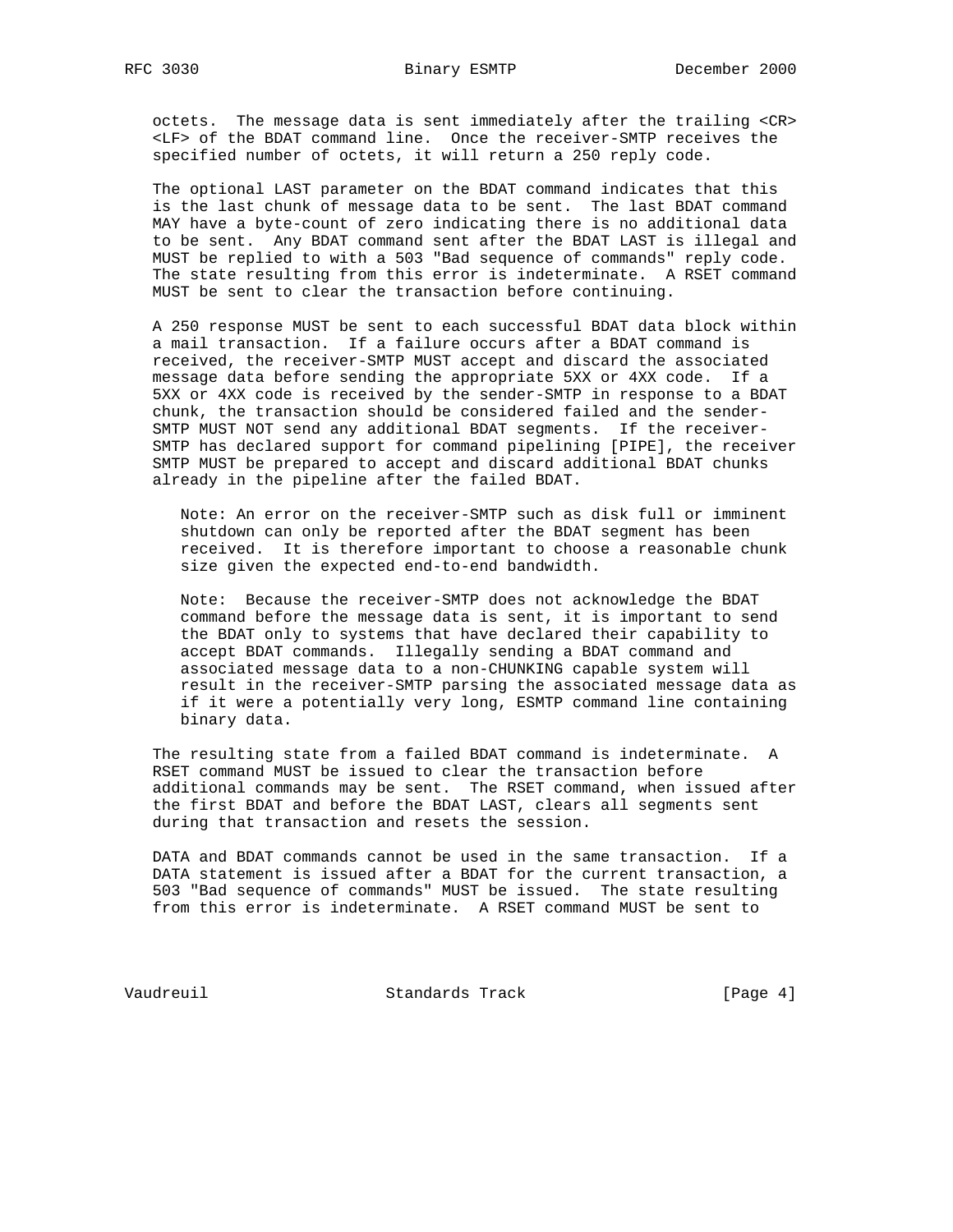octets. The message data is sent immediately after the trailing <CR> <LF> of the BDAT command line. Once the receiver-SMTP receives the specified number of octets, it will return a 250 reply code.

The optional LAST parameter on the BDAT command indicates that this is the last chunk of message data to be sent. The last BDAT command MAY have a byte-count of zero indicating there is no additional data to be sent. Any BDAT command sent after the BDAT LAST is illegal and MUST be replied to with a 503 "Bad sequence of commands" reply code. The state resulting from this error is indeterminate. A RSET command MUST be sent to clear the transaction before continuing.

A 250 response MUST be sent to each successful BDAT data block within a mail transaction. If a failure occurs after a BDAT command is received, the receiver-SMTP MUST accept and discard the associated message data before sending the appropriate 5XX or 4XX code. If a 5XX or 4XX code is received by the sender-SMTP in response to a BDAT chunk, the transaction should be considered failed and the sender-SMTP MUST NOT send any additional BDAT segments. If the receiver-SMTP has declared support for command pipelining [PIPE], the receiver SMTP MUST be prepared to accept and discard additional BDAT chunks already in the pipeline after the failed BDAT.

> Note: An error on the receiver-SMTP such as disk full or imminent shutdown can only be reported after the BDAT segment has been received. It is therefore important to choose a reasonable chunk size given the expected end-to-end bandwidth.

> Note: Because the receiver-SMTP does not acknowledge the BDAT command before the message data is sent, it is important to send the BDAT only to systems that have declared their capability to accept BDAT commands. Illegally sending a BDAT command and associated message data to a non-CHUNKING capable system will result in the receiver-SMTP parsing the associated message data as if it were a potentially very long, ESMTP command line containing binary data.

The resulting state from a failed BDAT command is indeterminate. A RSET command MUST be issued to clear the transaction before additional commands may be sent. The RSET command, when issued after the first BDAT and before the BDAT LAST, clears all segments sent during that transaction and resets the session.

DATA and BDAT commands cannot be used in the same transaction. If a DATA statement is issued after a BDAT for the current transaction, a 503 "Bad sequence of commands" MUST be issued. The state resulting from this error is indeterminate. A RSET command MUST be sent to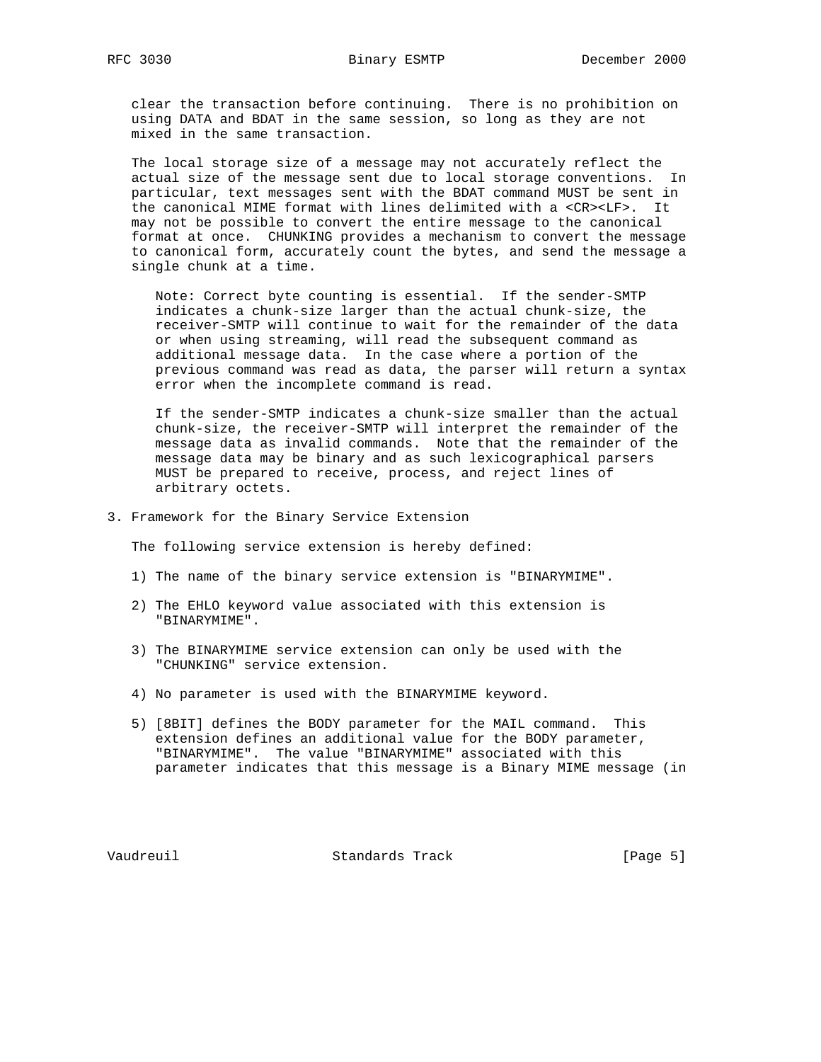clear the transaction before continuing. There is no prohibition on using DATA and BDAT in the same session, so long as they are not mixed in the same transaction.

The local storage size of a message may not accurately reflect the actual size of the message sent due to local storage conventions. In particular, text messages sent with the BDAT command MUST be sent in the canonical MIME format with lines delimited with a <CR><LF>. It may not be possible to convert the entire message to the canonical format at once. CHUNKING provides a mechanism to convert the message to canonical form, accurately count the bytes, and send the message a single chunk at a time.

> Note: Correct byte counting is essential. If the sender-SMTP indicates a chunk-size larger than the actual chunk-size, the receiver-SMTP will continue to wait for the remainder of the data or when using streaming, will read the subsequent command as additional message data. In the case where a portion of the previous command was read as data, the parser will return a syntax error when the incomplete command is read.
>
> If the sender-SMTP indicates a chunk-size smaller than the actual chunk-size, the receiver-SMTP will interpret the remainder of the message data as invalid commands. Note that the remainder of the message data may be binary and as such lexicographical parsers MUST be prepared to receive, process, and reject lines of arbitrary octets.

## 3. Framework for the Binary Service Extension

The following service extension is hereby defined:

1) The name of the binary service extension is "BINARYMIME".

2) The EHLO keyword value associated with this extension is "BINARYMIME".

3) The BINARYMIME service extension can only be used with the "CHUNKING" service extension.

4) No parameter is used with the BINARYMIME keyword.

5) [8BIT] defines the BODY parameter for the MAIL command. This extension defines an additional value for the BODY parameter, "BINARYMIME". The value "BINARYMIME" associated with this parameter indicates that this message is a Binary MIME message (in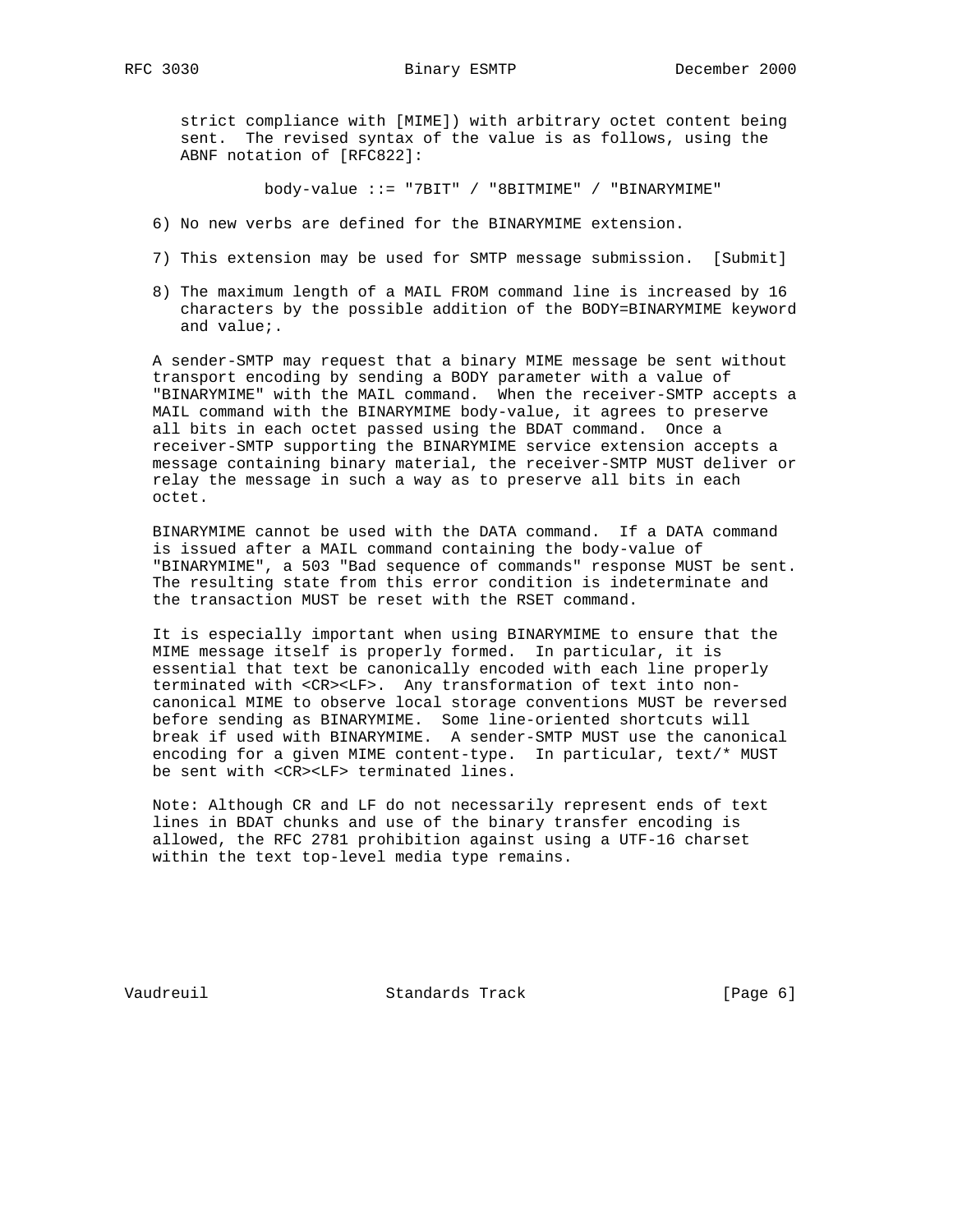strict compliance with [MIME]) with arbitrary octet content being sent. The revised syntax of the value is as follows, using the ABNF notation of [RFC822]:

```
body-value ::= "7BIT" / "8BITMIME" / "BINARYMIME"
```

6) No new verbs are defined for the BINARYMIME extension.

7) This extension may be used for SMTP message submission. [Submit]

8) The maximum length of a MAIL FROM command line is increased by 16 characters by the possible addition of the BODY=BINARYMIME keyword and value;.

A sender-SMTP may request that a binary MIME message be sent without transport encoding by sending a BODY parameter with a value of "BINARYMIME" with the MAIL command. When the receiver-SMTP accepts a MAIL command with the BINARYMIME body-value, it agrees to preserve all bits in each octet passed using the BDAT command. Once a receiver-SMTP supporting the BINARYMIME service extension accepts a message containing binary material, the receiver-SMTP MUST deliver or relay the message in such a way as to preserve all bits in each octet.

BINARYMIME cannot be used with the DATA command. If a DATA command is issued after a MAIL command containing the body-value of "BINARYMIME", a 503 "Bad sequence of commands" response MUST be sent. The resulting state from this error condition is indeterminate and the transaction MUST be reset with the RSET command.

It is especially important when using BINARYMIME to ensure that the MIME message itself is properly formed. In particular, it is essential that text be canonically encoded with each line properly terminated with <CR><LF>. Any transformation of text into non-canonical MIME to observe local storage conventions MUST be reversed before sending as BINARYMIME. Some line-oriented shortcuts will break if used with BINARYMIME. A sender-SMTP MUST use the canonical encoding for a given MIME content-type. In particular, text/* MUST be sent with <CR><LF> terminated lines.

Note: Although CR and LF do not necessarily represent ends of text lines in BDAT chunks and use of the binary transfer encoding is allowed, the RFC 2781 prohibition against using a UTF-16 charset within the text top-level media type remains.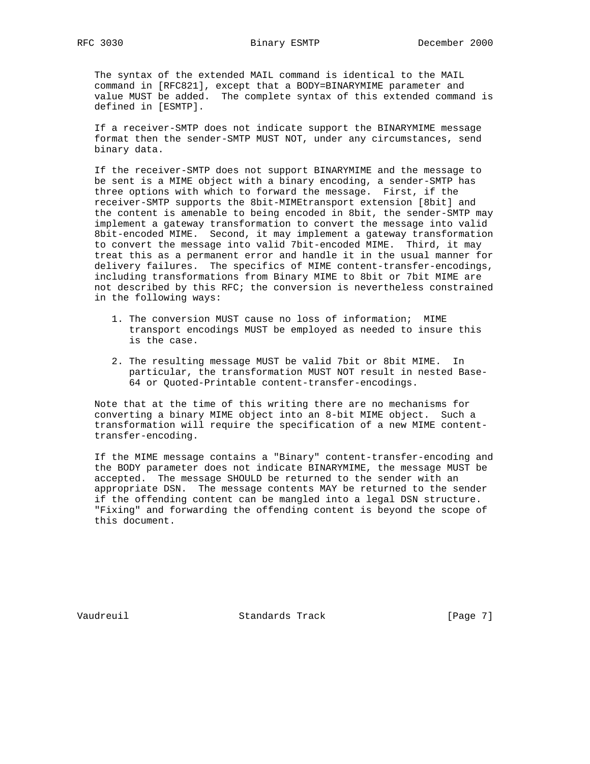The syntax of the extended MAIL command is identical to the MAIL command in [RFC821], except that a BODY=BINARYMIME parameter and value MUST be added. The complete syntax of this extended command is defined in [ESMTP].

If a receiver-SMTP does not indicate support the BINARYMIME message format then the sender-SMTP MUST NOT, under any circumstances, send binary data.

If the receiver-SMTP does not support BINARYMIME and the message to be sent is a MIME object with a binary encoding, a sender-SMTP has three options with which to forward the message. First, if the receiver-SMTP supports the 8bit-MIMEtransport extension [8bit] and the content is amenable to being encoded in 8bit, the sender-SMTP may implement a gateway transformation to convert the message into valid 8bit-encoded MIME. Second, it may implement a gateway transformation to convert the message into valid 7bit-encoded MIME. Third, it may treat this as a permanent error and handle it in the usual manner for delivery failures. The specifics of MIME content-transfer-encodings, including transformations from Binary MIME to 8bit or 7bit MIME are not described by this RFC; the conversion is nevertheless constrained in the following ways:

1. The conversion MUST cause no loss of information; MIME transport encodings MUST be employed as needed to insure this is the case.

2. The resulting message MUST be valid 7bit or 8bit MIME. In particular, the transformation MUST NOT result in nested Base-64 or Quoted-Printable content-transfer-encodings.

Note that at the time of this writing there are no mechanisms for converting a binary MIME object into an 8-bit MIME object. Such a transformation will require the specification of a new MIME content-transfer-encoding.

If the MIME message contains a "Binary" content-transfer-encoding and the BODY parameter does not indicate BINARYMIME, the message MUST be accepted. The message SHOULD be returned to the sender with an appropriate DSN. The message contents MAY be returned to the sender if the offending content can be mangled into a legal DSN structure. "Fixing" and forwarding the offending content is beyond the scope of this document.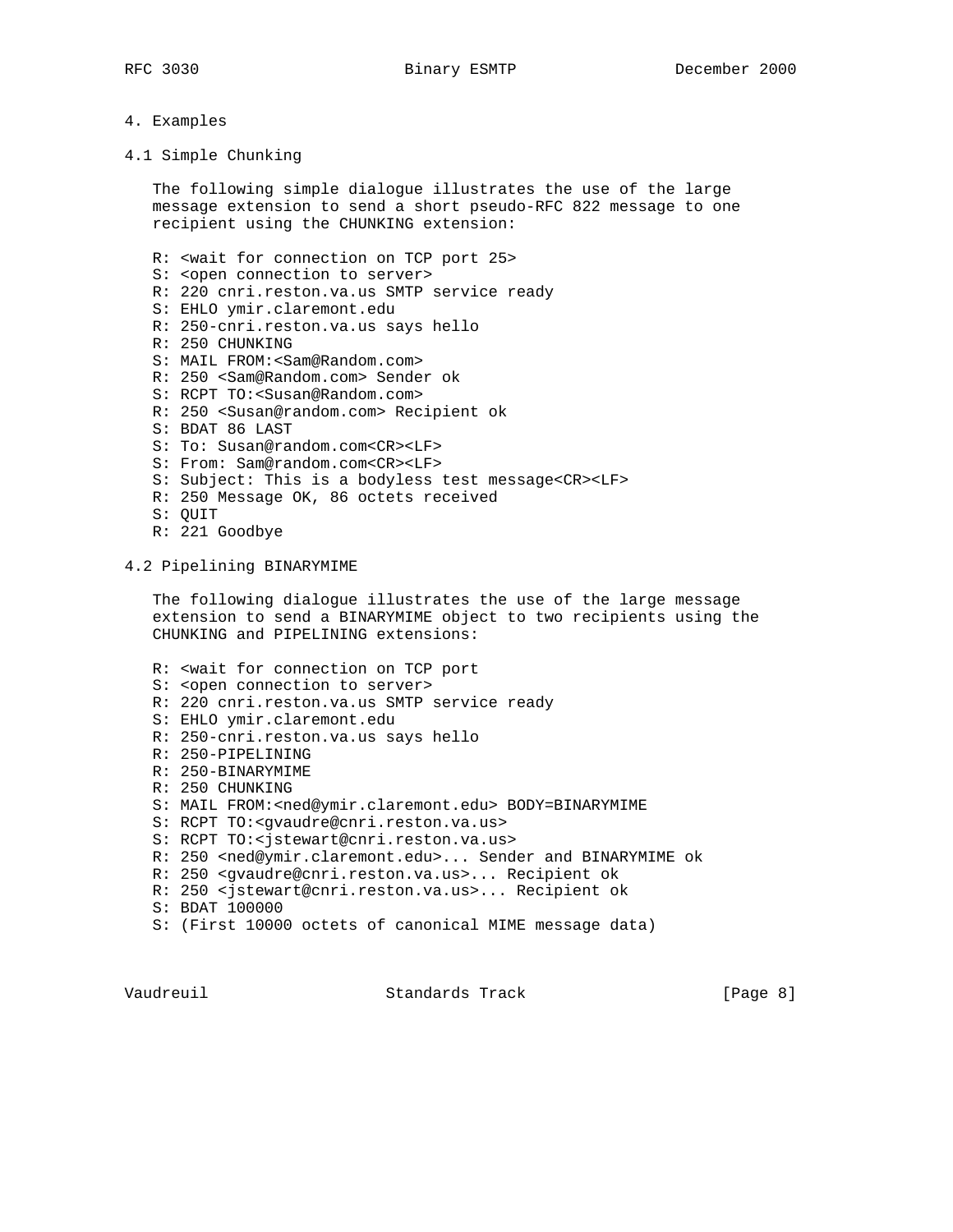## 4. Examples

### 4.1 Simple Chunking

The following simple dialogue illustrates the use of the large message extension to send a short pseudo-RFC 822 message to one recipient using the CHUNKING extension:

```
R: <wait for connection on TCP port 25>
S: <open connection to server>
R: 220 cnri.reston.va.us SMTP service ready
S: EHLO ymir.claremont.edu
R: 250-cnri.reston.va.us says hello
R: 250 CHUNKING
S: MAIL FROM:<Sam@Random.com>
R: 250 <Sam@Random.com> Sender ok
S: RCPT TO:<Susan@Random.com>
R: 250 <Susan@random.com> Recipient ok
S: BDAT 86 LAST
S: To: Susan@random.com<CR><LF>
S: From: Sam@random.com<CR><LF>
S: Subject: This is a bodyless test message<CR><LF>
R: 250 Message OK, 86 octets received
S: QUIT
R: 221 Goodbye
```

### 4.2 Pipelining BINARYMIME

The following dialogue illustrates the use of the large message extension to send a BINARYMIME object to two recipients using the CHUNKING and PIPELINING extensions:

```
R: <wait for connection on TCP port
S: <open connection to server>
R: 220 cnri.reston.va.us SMTP service ready
S: EHLO ymir.claremont.edu
R: 250-cnri.reston.va.us says hello
R: 250-PIPELINING
R: 250-BINARYMIME
R: 250 CHUNKING
S: MAIL FROM:<ned@ymir.claremont.edu> BODY=BINARYMIME
S: RCPT TO:<gvaudre@cnri.reston.va.us>
S: RCPT TO:<jstewart@cnri.reston.va.us>
R: 250 <ned@ymir.claremont.edu>... Sender and BINARYMIME ok
R: 250 <gvaudre@cnri.reston.va.us>... Recipient ok
R: 250 <jstewart@cnri.reston.va.us>... Recipient ok
S: BDAT 100000
S: (First 10000 octets of canonical MIME message data)
```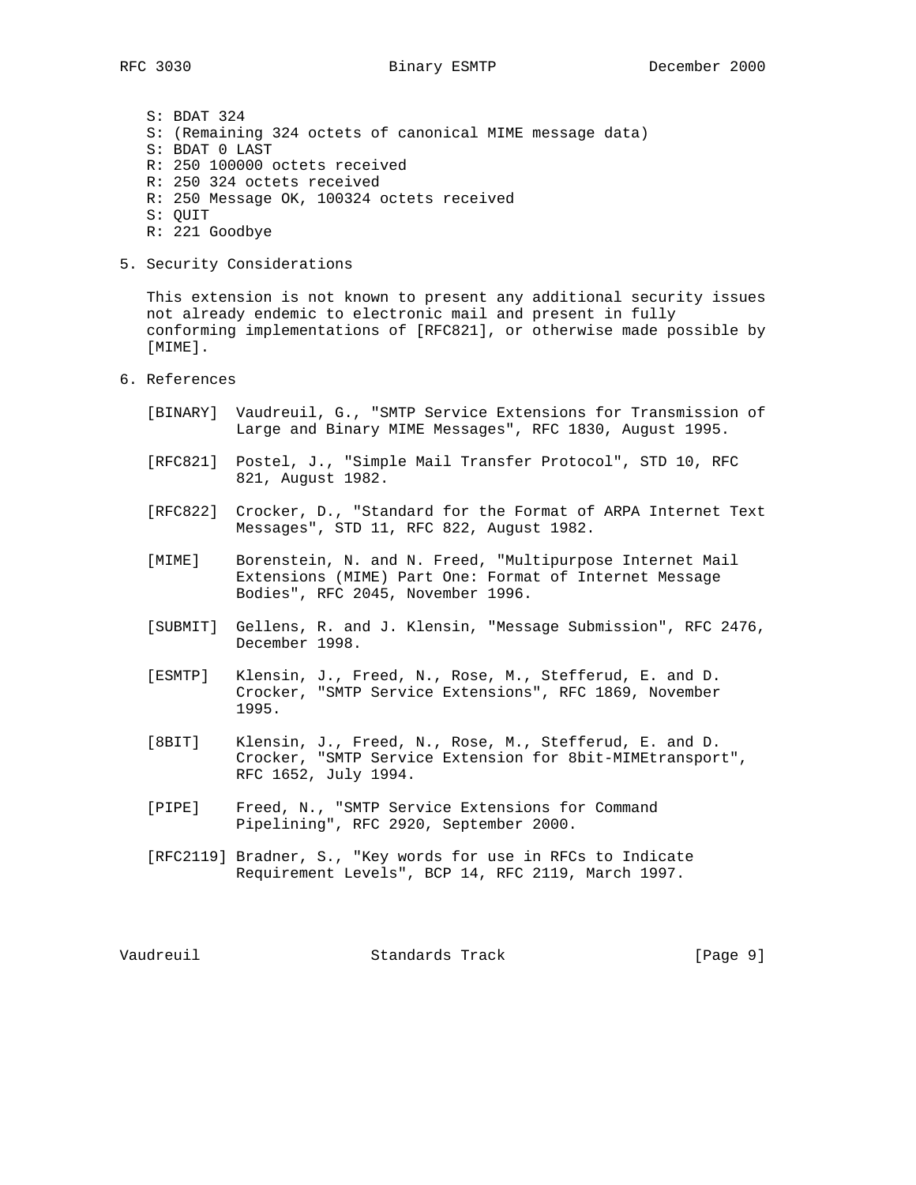```
S: BDAT 324
S: (Remaining 324 octets of canonical MIME message data)
S: BDAT 0 LAST
R: 250 100000 octets received
R: 250 324 octets received
R: 250 Message OK, 100324 octets received
S: QUIT
R: 221 Goodbye
```

## 5. Security Considerations

This extension is not known to present any additional security issues not already endemic to electronic mail and present in fully conforming implementations of [RFC821], or otherwise made possible by [MIME].

## 6. References

[BINARY] Vaudreuil, G., "SMTP Service Extensions for Transmission of Large and Binary MIME Messages", RFC 1830, August 1995.

[RFC821] Postel, J., "Simple Mail Transfer Protocol", STD 10, RFC 821, August 1982.

[RFC822] Crocker, D., "Standard for the Format of ARPA Internet Text Messages", STD 11, RFC 822, August 1982.

[MIME] Borenstein, N. and N. Freed, "Multipurpose Internet Mail Extensions (MIME) Part One: Format of Internet Message Bodies", RFC 2045, November 1996.

[SUBMIT] Gellens, R. and J. Klensin, "Message Submission", RFC 2476, December 1998.

[ESMTP] Klensin, J., Freed, N., Rose, M., Stefferud, E. and D. Crocker, "SMTP Service Extensions", RFC 1869, November 1995.

[8BIT] Klensin, J., Freed, N., Rose, M., Stefferud, E. and D. Crocker, "SMTP Service Extension for 8bit-MIMEtransport", RFC 1652, July 1994.

[PIPE] Freed, N., "SMTP Service Extensions for Command Pipelining", RFC 2920, September 2000.

[RFC2119] Bradner, S., "Key words for use in RFCs to Indicate Requirement Levels", BCP 14, RFC 2119, March 1997.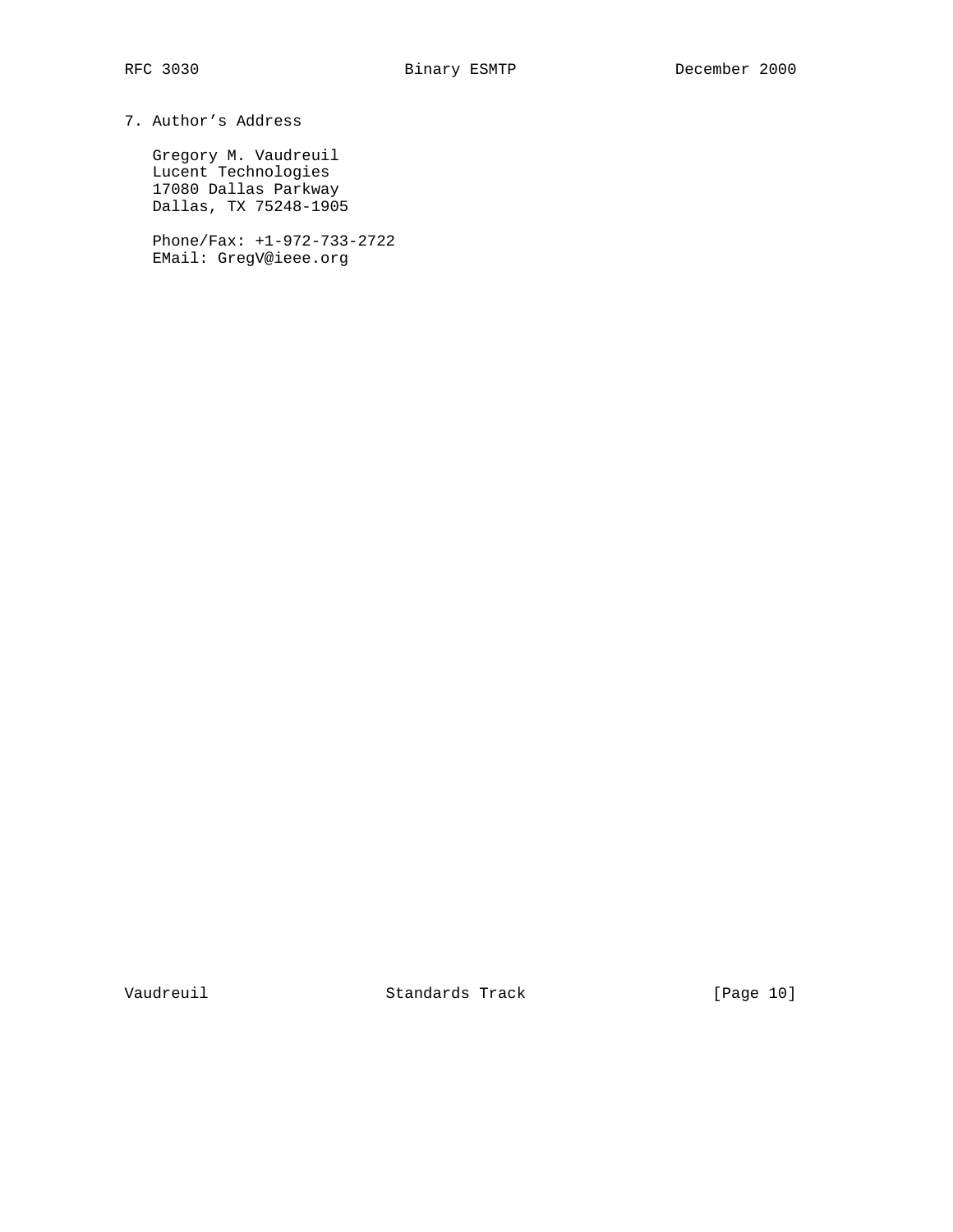## 7. Author's Address

Gregory M. Vaudreuil
Lucent Technologies
17080 Dallas Parkway
Dallas, TX 75248-1905

Phone/Fax: +1-972-733-2722
EMail: GregV@ieee.org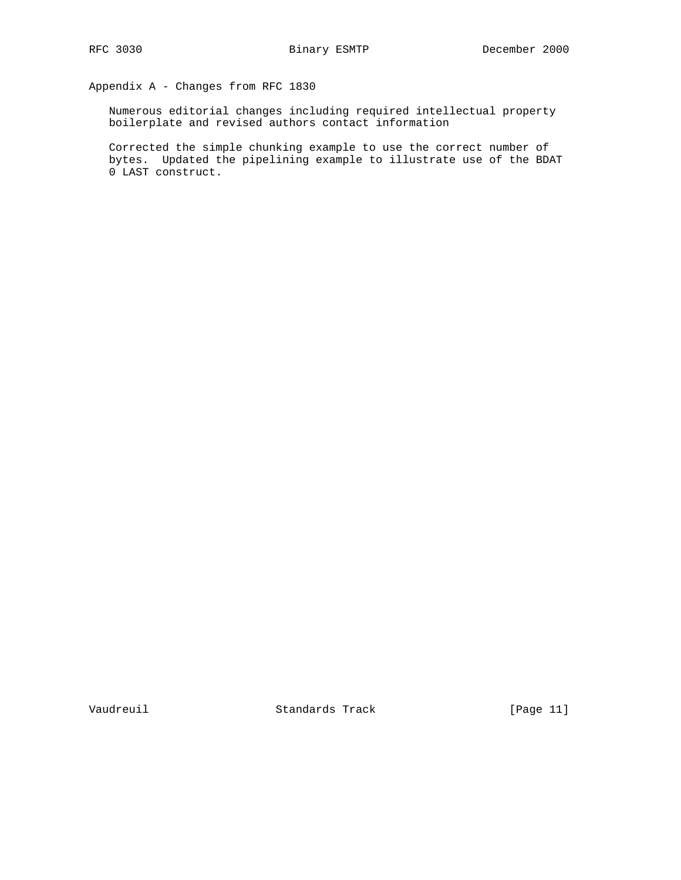## Appendix A - Changes from RFC 1830

Numerous editorial changes including required intellectual property boilerplate and revised authors contact information

Corrected the simple chunking example to use the correct number of bytes. Updated the pipelining example to illustrate use of the BDAT 0 LAST construct.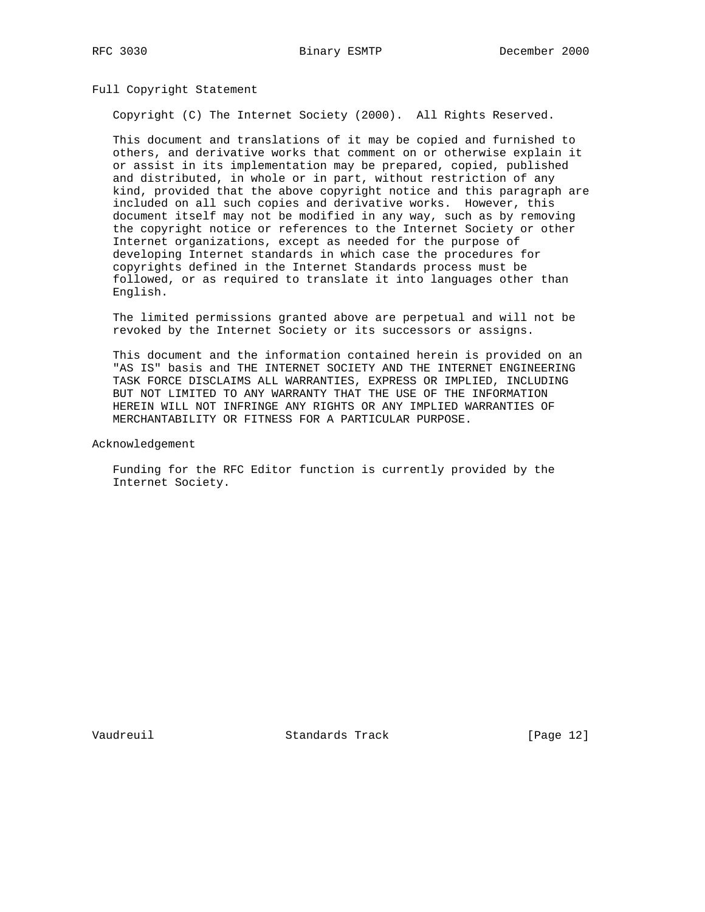## Full Copyright Statement

Copyright (C) The Internet Society (2000). All Rights Reserved.

This document and translations of it may be copied and furnished to others, and derivative works that comment on or otherwise explain it or assist in its implementation may be prepared, copied, published and distributed, in whole or in part, without restriction of any kind, provided that the above copyright notice and this paragraph are included on all such copies and derivative works. However, this document itself may not be modified in any way, such as by removing the copyright notice or references to the Internet Society or other Internet organizations, except as needed for the purpose of developing Internet standards in which case the procedures for copyrights defined in the Internet Standards process must be followed, or as required to translate it into languages other than English.

The limited permissions granted above are perpetual and will not be revoked by the Internet Society or its successors or assigns.

This document and the information contained herein is provided on an "AS IS" basis and THE INTERNET SOCIETY AND THE INTERNET ENGINEERING TASK FORCE DISCLAIMS ALL WARRANTIES, EXPRESS OR IMPLIED, INCLUDING BUT NOT LIMITED TO ANY WARRANTY THAT THE USE OF THE INFORMATION HEREIN WILL NOT INFRINGE ANY RIGHTS OR ANY IMPLIED WARRANTIES OF MERCHANTABILITY OR FITNESS FOR A PARTICULAR PURPOSE.

## Acknowledgement

Funding for the RFC Editor function is currently provided by the Internet Society.